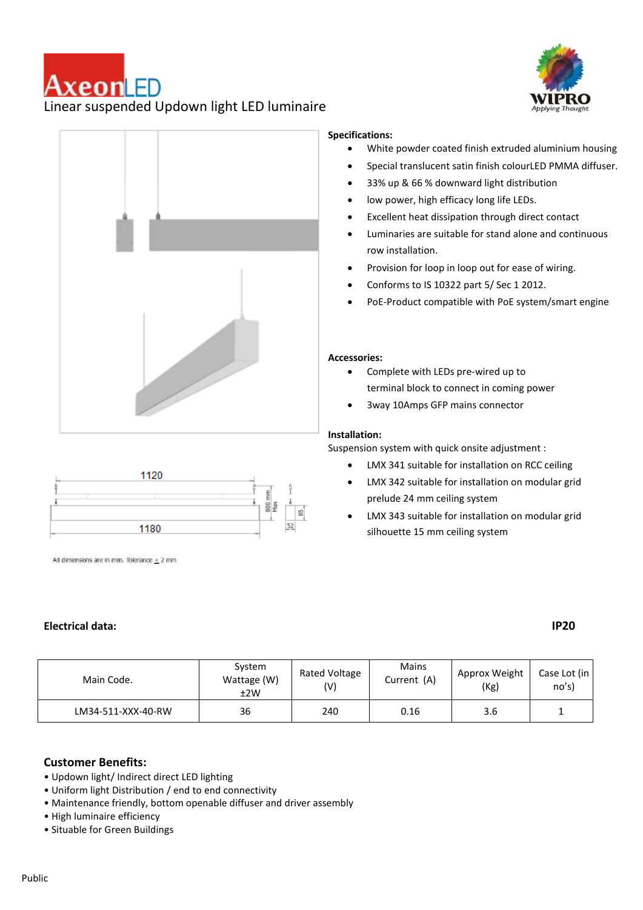# AxeonLED

Linear suspended Updown light LED luminaire

**Specifications:**

- White powder coated finish extruded aluminium housing
- Special translucent satin finish colourLED PMMA diffuser.
- 33% up & 66 % downward light distribution
- low power, high efficacy long life LEDs.
- Excellent heat dissipation through direct contact
- Luminaries are suitable for stand alone and continuous row installation.
- Provision for loop in loop out for ease of wiring.
- Conforms to IS 10322 part 5/ Sec 1 2012.
- PoE-Product compatible with PoE system/smart engine

**Accessories:**

- Complete with LEDs pre-wired up to terminal block to connect in coming power
- 3way 10Amps GFP mains connector

**Installation:**

Suspension system with quick onsite adjustment :

- LMX 341 suitable for installation on RCC ceiling
- LMX 342 suitable for installation on modular grid prelude 24 mm ceiling system
- LMX 343 suitable for installation on modular grid silhouette 15 mm ceiling system

1120

1180

800 mm Max

85

52

All dimensions are in mm. Tolerance ± 2 mm

**Electrical data:** **IP20**

| Main Code. | System Wattage (W) ±2W | Rated Voltage (V) | Mains Current (A) | Approx Weight (Kg) | Case Lot (in no's) |
|---|---|---|---|---|---|
| LM34-511-XXX-40-RW | 36 | 240 | 0.16 | 3.6 | 1 |

## Customer Benefits:

- Updown light/ Indirect LED lighting
- Uniform light Distribution / end to end connectivity
- Maintenance friendly, bottom openable diffuser and driver assembly
- High luminaire efficiency
- Situable for Green Buildings

Public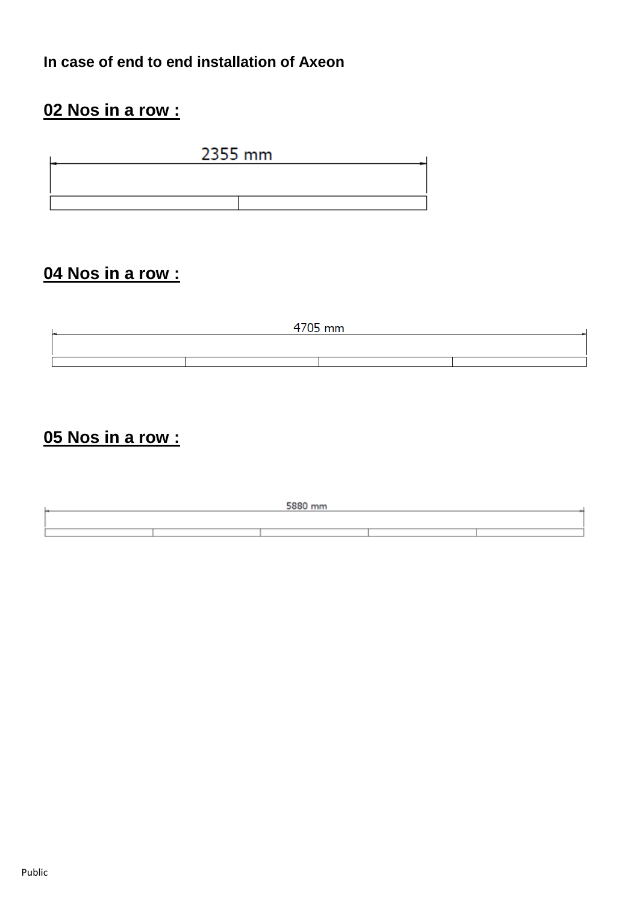**In case of end to end installation of Axeon**

## 02 Nos in a row :

2355 mm

## 04 Nos in a row :

4705 mm

## 05 Nos in a row :

5880 mm